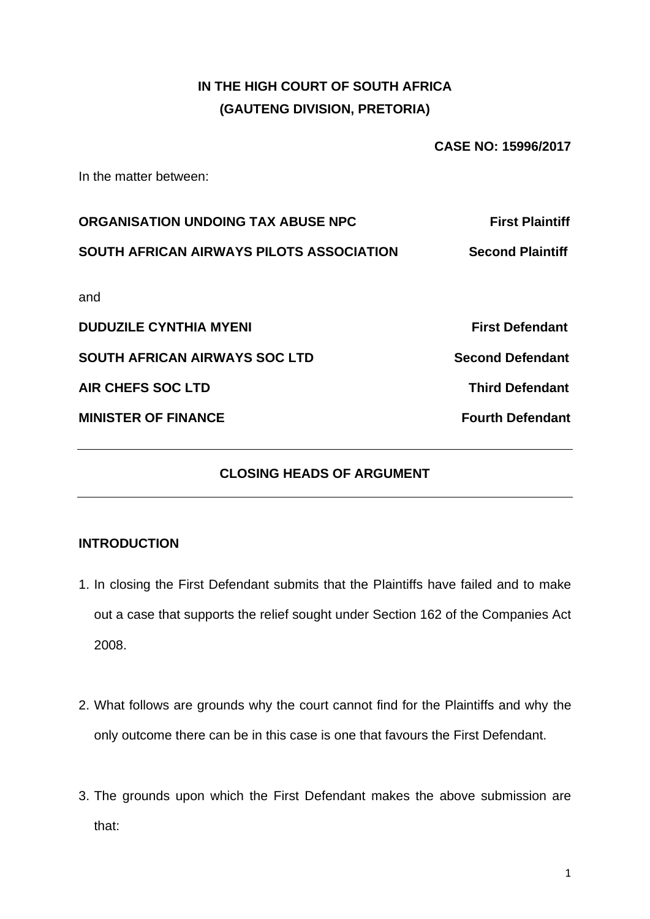**IN THE HIGH COURT OF SOUTH AFRICA**
**(GAUTENG DIVISION, PRETORIA)**

**CASE NO: 15996/2017**

In the matter between:

| | |
|---|---|
| **ORGANISATION UNDOING TAX ABUSE NPC** | **First Plaintiff** |
| **SOUTH AFRICAN AIRWAYS PILOTS ASSOCIATION** | **Second Plaintiff** |

and

| | |
|---|---|
| **DUDUZILE CYNTHIA MYENI** | **First Defendant** |
| **SOUTH AFRICAN AIRWAYS SOC LTD** | **Second Defendant** |
| **AIR CHEFS SOC LTD** | **Third Defendant** |
| **MINISTER OF FINANCE** | **Fourth Defendant** |

---

**CLOSING HEADS OF ARGUMENT**

---

**INTRODUCTION**

1. In closing the First Defendant submits that the Plaintiffs have failed and to make out a case that supports the relief sought under Section 162 of the Companies Act 2008.

2. What follows are grounds why the court cannot find for the Plaintiffs and why the only outcome there can be in this case is one that favours the First Defendant.

3. The grounds upon which the First Defendant makes the above submission are that: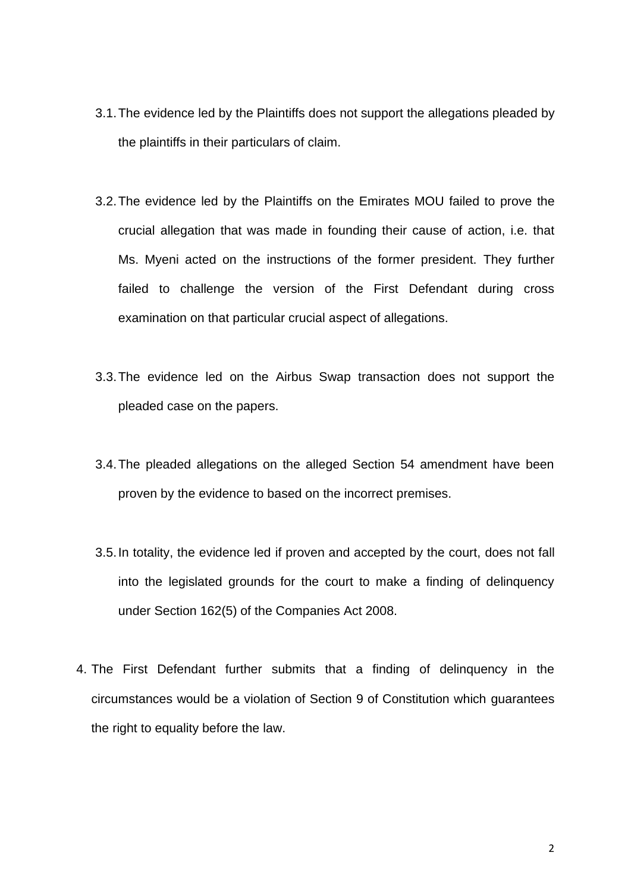3.1. The evidence led by the Plaintiffs does not support the allegations pleaded by the plaintiffs in their particulars of claim.

3.2. The evidence led by the Plaintiffs on the Emirates MOU failed to prove the crucial allegation that was made in founding their cause of action, i.e. that Ms. Myeni acted on the instructions of the former president. They further failed to challenge the version of the First Defendant during cross examination on that particular crucial aspect of allegations.

3.3. The evidence led on the Airbus Swap transaction does not support the pleaded case on the papers.

3.4. The pleaded allegations on the alleged Section 54 amendment have been proven by the evidence to based on the incorrect premises.

3.5. In totality, the evidence led if proven and accepted by the court, does not fall into the legislated grounds for the court to make a finding of delinquency under Section 162(5) of the Companies Act 2008.

4. The First Defendant further submits that a finding of delinquency in the circumstances would be a violation of Section 9 of Constitution which guarantees the right to equality before the law.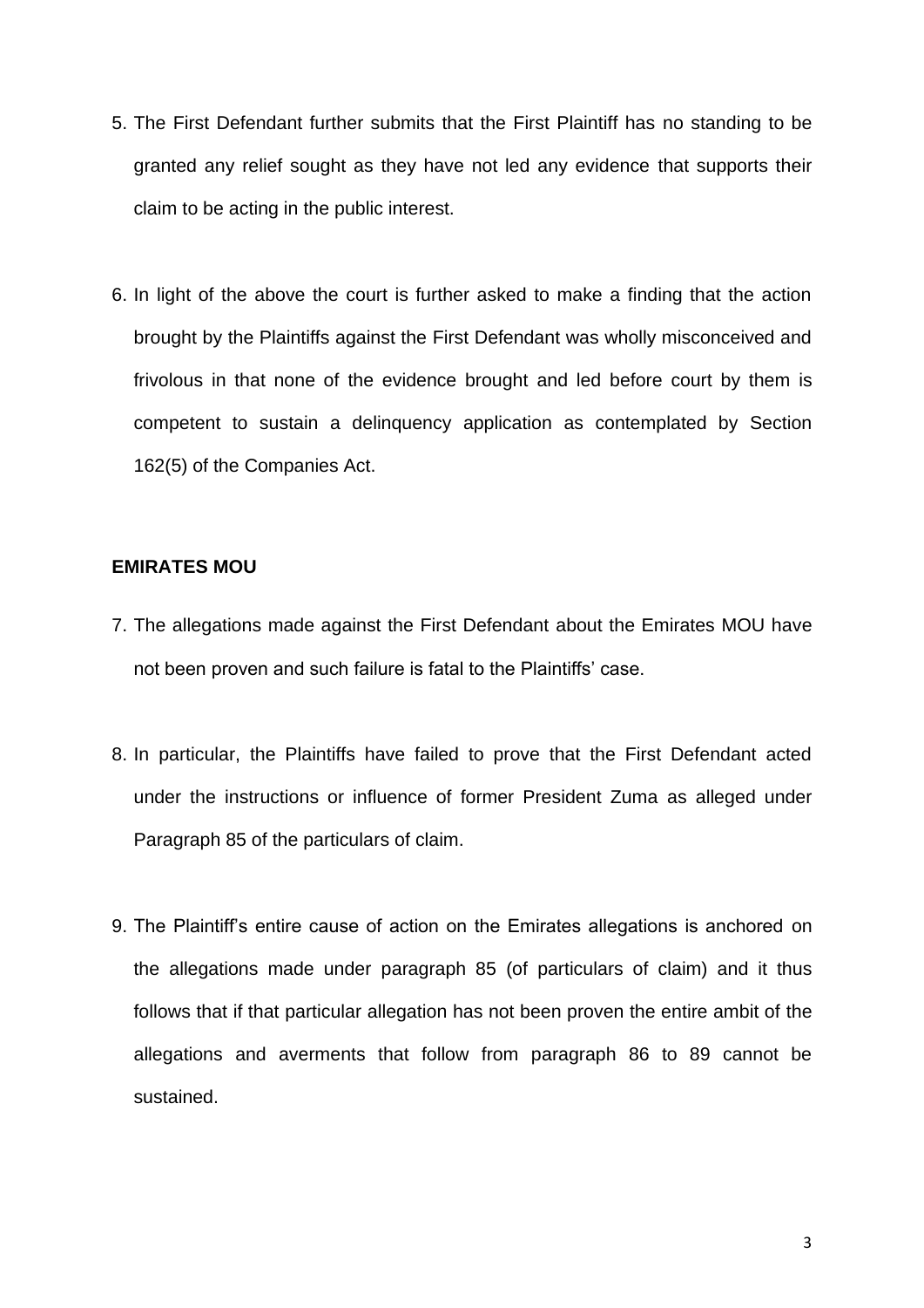5. The First Defendant further submits that the First Plaintiff has no standing to be granted any relief sought as they have not led any evidence that supports their claim to be acting in the public interest.

6. In light of the above the court is further asked to make a finding that the action brought by the Plaintiffs against the First Defendant was wholly misconceived and frivolous in that none of the evidence brought and led before court by them is competent to sustain a delinquency application as contemplated by Section 162(5) of the Companies Act.

**EMIRATES MOU**

7. The allegations made against the First Defendant about the Emirates MOU have not been proven and such failure is fatal to the Plaintiffs' case.

8. In particular, the Plaintiffs have failed to prove that the First Defendant acted under the instructions or influence of former President Zuma as alleged under Paragraph 85 of the particulars of claim.

9. The Plaintiff's entire cause of action on the Emirates allegations is anchored on the allegations made under paragraph 85 (of particulars of claim) and it thus follows that if that particular allegation has not been proven the entire ambit of the allegations and averments that follow from paragraph 86 to 89 cannot be sustained.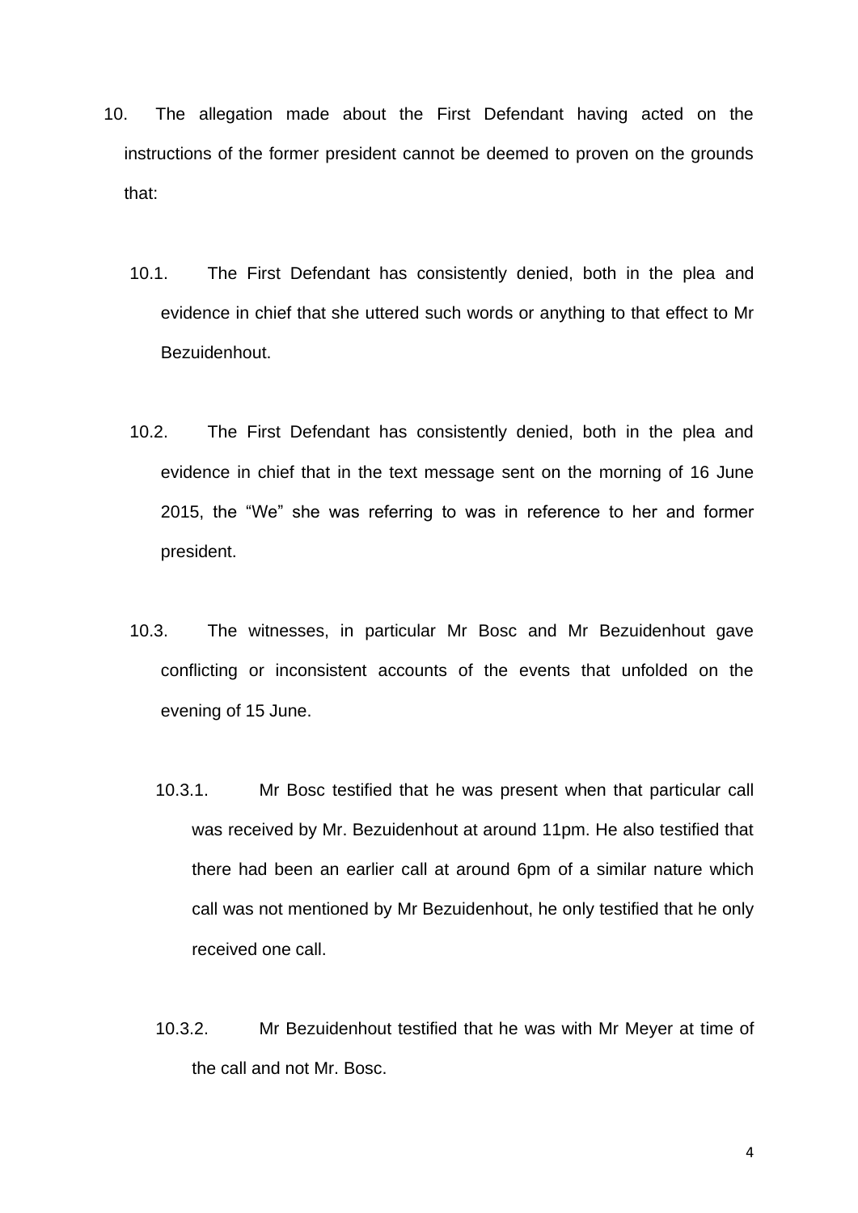10. The allegation made about the First Defendant having acted on the instructions of the former president cannot be deemed to proven on the grounds that:

    10.1. The First Defendant has consistently denied, both in the plea and evidence in chief that she uttered such words or anything to that effect to Mr Bezuidenhout.

    10.2. The First Defendant has consistently denied, both in the plea and evidence in chief that in the text message sent on the morning of 16 June 2015, the "We" she was referring to was in reference to her and former president.

    10.3. The witnesses, in particular Mr Bosc and Mr Bezuidenhout gave conflicting or inconsistent accounts of the events that unfolded on the evening of 15 June.

        10.3.1. Mr Bosc testified that he was present when that particular call was received by Mr. Bezuidenhout at around 11pm. He also testified that there had been an earlier call at around 6pm of a similar nature which call was not mentioned by Mr Bezuidenhout, he only testified that he only received one call.

        10.3.2. Mr Bezuidenhout testified that he was with Mr Meyer at time of the call and not Mr. Bosc.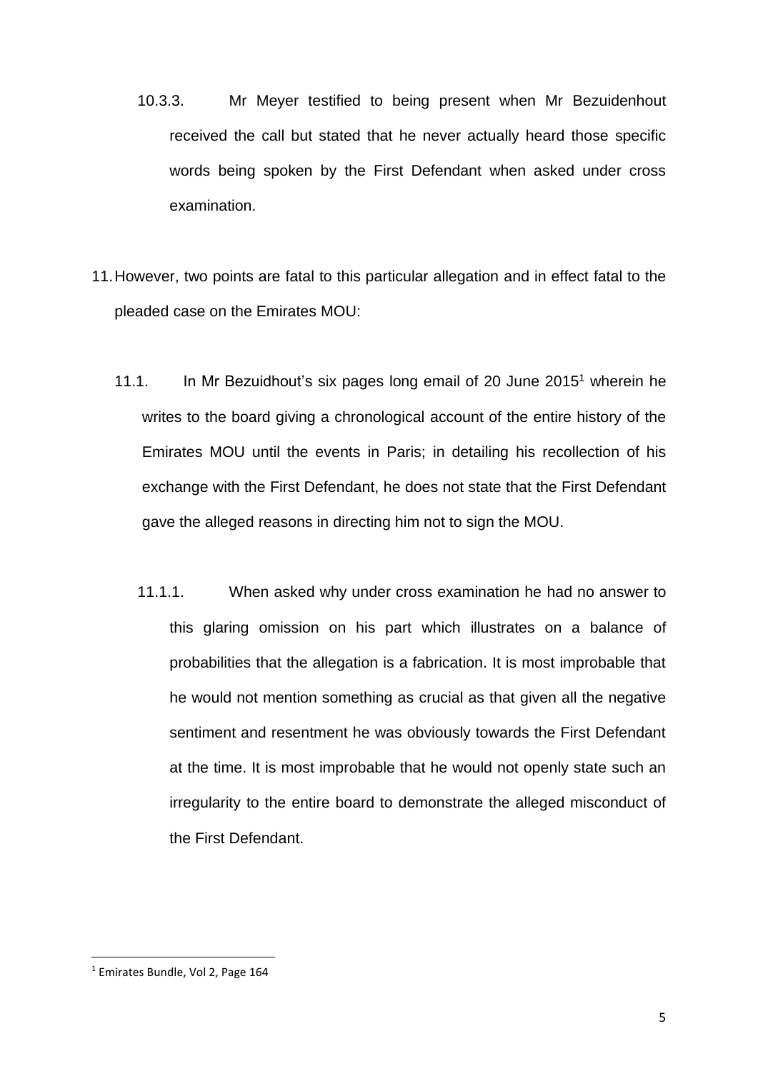10.3.3. Mr Meyer testified to being present when Mr Bezuidenhout received the call but stated that he never actually heard those specific words being spoken by the First Defendant when asked under cross examination.

11. However, two points are fatal to this particular allegation and in effect fatal to the pleaded case on the Emirates MOU:

11.1. In Mr Bezuidhout's six pages long email of 20 June 2015[1] wherein he writes to the board giving a chronological account of the entire history of the Emirates MOU until the events in Paris; in detailing his recollection of his exchange with the First Defendant, he does not state that the First Defendant gave the alleged reasons in directing him not to sign the MOU.

11.1.1. When asked why under cross examination he had no answer to this glaring omission on his part which illustrates on a balance of probabilities that the allegation is a fabrication. It is most improbable that he would not mention something as crucial as that given all the negative sentiment and resentment he was obviously towards the First Defendant at the time. It is most improbable that he would not openly state such an irregularity to the entire board to demonstrate the alleged misconduct of the First Defendant.

---

[1] Emirates Bundle, Vol 2, Page 164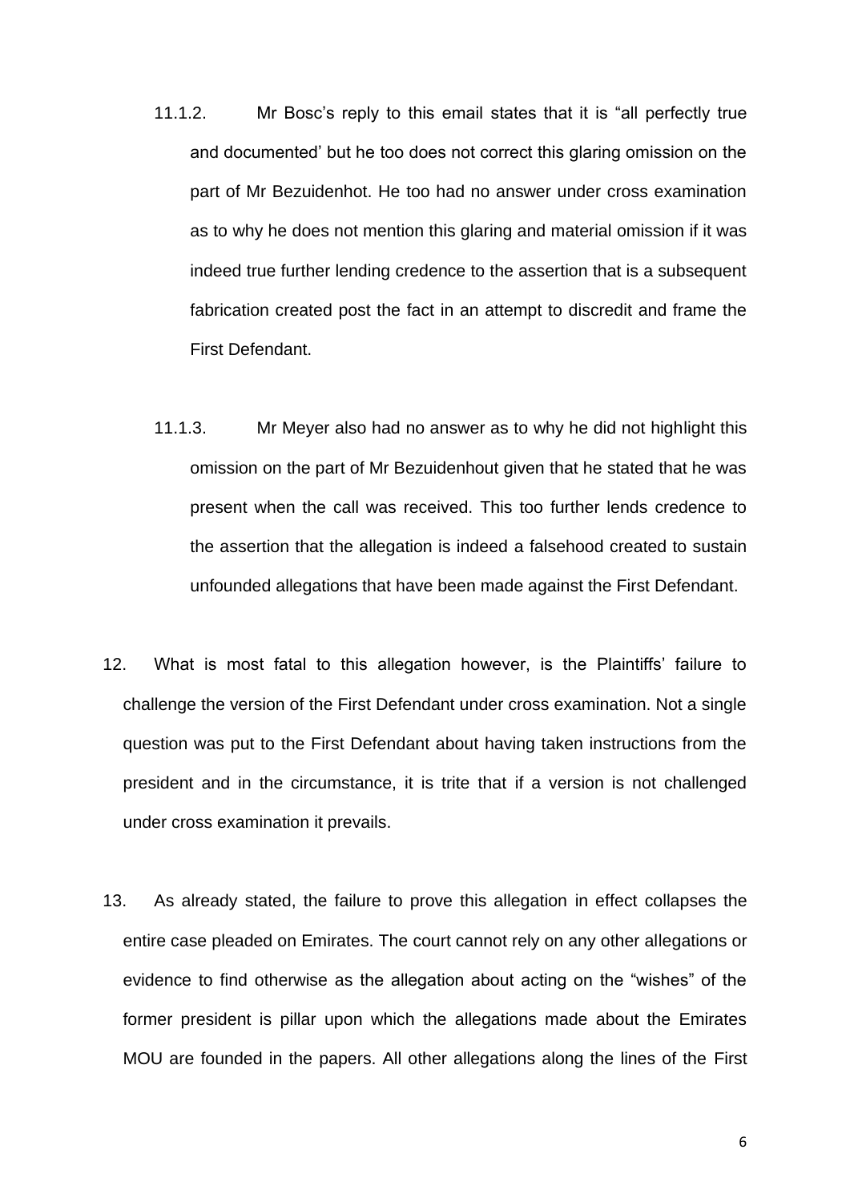11.1.2. Mr Bosc's reply to this email states that it is "all perfectly true and documented' but he too does not correct this glaring omission on the part of Mr Bezuidenhot. He too had no answer under cross examination as to why he does not mention this glaring and material omission if it was indeed true further lending credence to the assertion that is a subsequent fabrication created post the fact in an attempt to discredit and frame the First Defendant.

11.1.3. Mr Meyer also had no answer as to why he did not highlight this omission on the part of Mr Bezuidenhout given that he stated that he was present when the call was received. This too further lends credence to the assertion that the allegation is indeed a falsehood created to sustain unfounded allegations that have been made against the First Defendant.

12. What is most fatal to this allegation however, is the Plaintiffs' failure to challenge the version of the First Defendant under cross examination. Not a single question was put to the First Defendant about having taken instructions from the president and in the circumstance, it is trite that if a version is not challenged under cross examination it prevails.

13. As already stated, the failure to prove this allegation in effect collapses the entire case pleaded on Emirates. The court cannot rely on any other allegations or evidence to find otherwise as the allegation about acting on the "wishes" of the former president is pillar upon which the allegations made about the Emirates MOU are founded in the papers. All other allegations along the lines of the First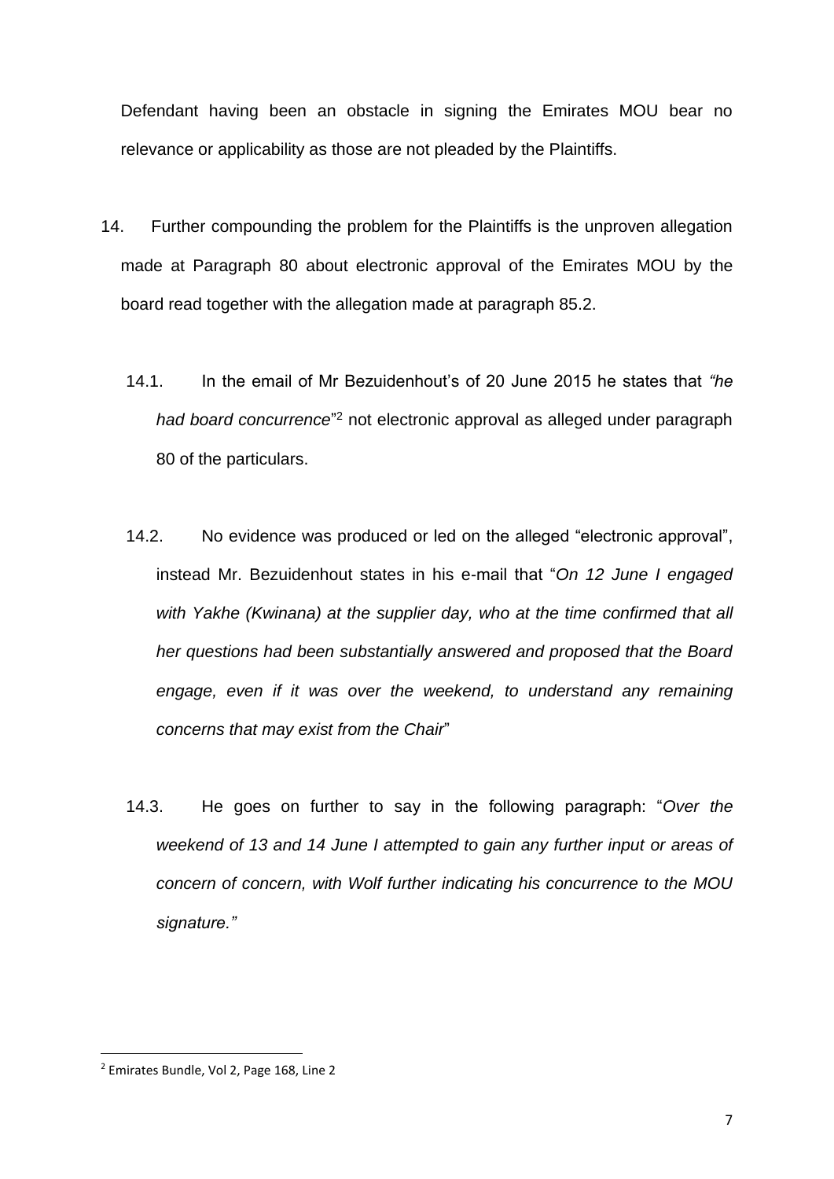Defendant having been an obstacle in signing the Emirates MOU bear no relevance or applicability as those are not pleaded by the Plaintiffs.

14. Further compounding the problem for the Plaintiffs is the unproven allegation made at Paragraph 80 about electronic approval of the Emirates MOU by the board read together with the allegation made at paragraph 85.2.

14.1. In the email of Mr Bezuidenhout's of 20 June 2015 he states that *"he had board concurrence"*[2] not electronic approval as alleged under paragraph 80 of the particulars.

14.2. No evidence was produced or led on the alleged "electronic approval", instead Mr. Bezuidenhout states in his e-mail that "*On 12 June I engaged with Yakhe (Kwinana) at the supplier day, who at the time confirmed that all her questions had been substantially answered and proposed that the Board engage, even if it was over the weekend, to understand any remaining concerns that may exist from the Chair*"

14.3. He goes on further to say in the following paragraph: "*Over the weekend of 13 and 14 June I attempted to gain any further input or areas of concern of concern, with Wolf further indicating his concurrence to the MOU signature."*

---

[2] Emirates Bundle, Vol 2, Page 168, Line 2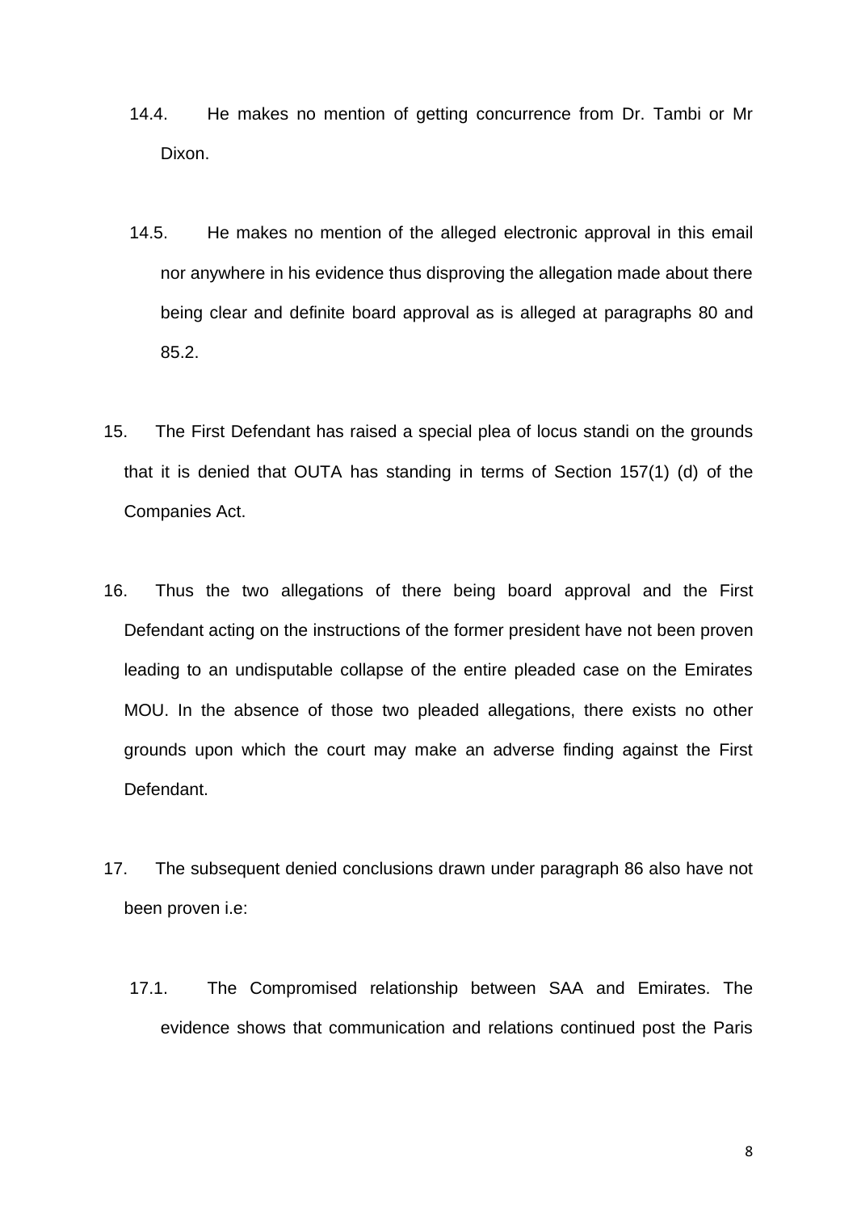14.4. He makes no mention of getting concurrence from Dr. Tambi or Mr Dixon.

14.5. He makes no mention of the alleged electronic approval in this email nor anywhere in his evidence thus disproving the allegation made about there being clear and definite board approval as is alleged at paragraphs 80 and 85.2.

15. The First Defendant has raised a special plea of locus standi on the grounds that it is denied that OUTA has standing in terms of Section 157(1) (d) of the Companies Act.

16. Thus the two allegations of there being board approval and the First Defendant acting on the instructions of the former president have not been proven leading to an undisputable collapse of the entire pleaded case on the Emirates MOU. In the absence of those two pleaded allegations, there exists no other grounds upon which the court may make an adverse finding against the First Defendant.

17. The subsequent denied conclusions drawn under paragraph 86 also have not been proven i.e:

17.1. The Compromised relationship between SAA and Emirates. The evidence shows that communication and relations continued post the Paris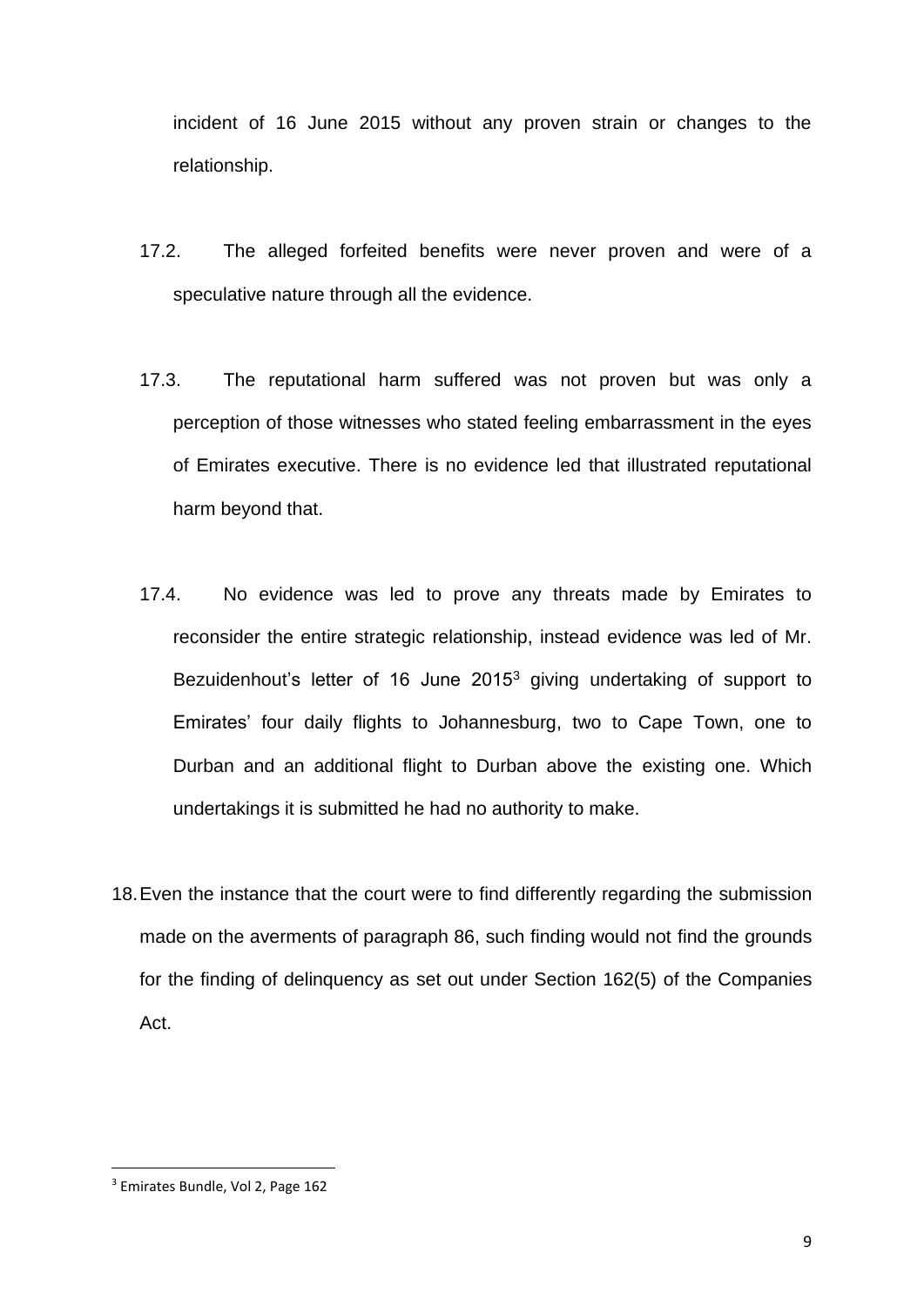incident of 16 June 2015 without any proven strain or changes to the relationship.

17.2. The alleged forfeited benefits were never proven and were of a speculative nature through all the evidence.

17.3. The reputational harm suffered was not proven but was only a perception of those witnesses who stated feeling embarrassment in the eyes of Emirates executive. There is no evidence led that illustrated reputational harm beyond that.

17.4. No evidence was led to prove any threats made by Emirates to reconsider the entire strategic relationship, instead evidence was led of Mr. Bezuidenhout's letter of 16 June 2015[3] giving undertaking of support to Emirates' four daily flights to Johannesburg, two to Cape Town, one to Durban and an additional flight to Durban above the existing one. Which undertakings it is submitted he had no authority to make.

18. Even the instance that the court were to find differently regarding the submission made on the averments of paragraph 86, such finding would not find the grounds for the finding of delinquency as set out under Section 162(5) of the Companies Act.

[3] Emirates Bundle, Vol 2, Page 162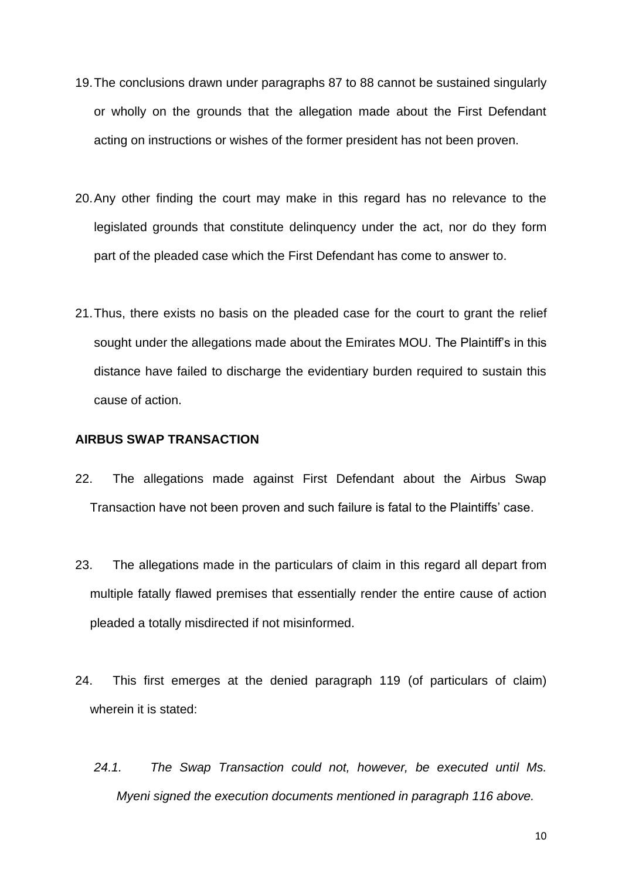19. The conclusions drawn under paragraphs 87 to 88 cannot be sustained singularly or wholly on the grounds that the allegation made about the First Defendant acting on instructions or wishes of the former president has not been proven.

20. Any other finding the court may make in this regard has no relevance to the legislated grounds that constitute delinquency under the act, nor do they form part of the pleaded case which the First Defendant has come to answer to.

21. Thus, there exists no basis on the pleaded case for the court to grant the relief sought under the allegations made about the Emirates MOU. The Plaintiff's in this distance have failed to discharge the evidentiary burden required to sustain this cause of action.

**AIRBUS SWAP TRANSACTION**

22. The allegations made against First Defendant about the Airbus Swap Transaction have not been proven and such failure is fatal to the Plaintiffs' case.

23. The allegations made in the particulars of claim in this regard all depart from multiple fatally flawed premises that essentially render the entire cause of action pleaded a totally misdirected if not misinformed.

24. This first emerges at the denied paragraph 119 (of particulars of claim) wherein it is stated:

    *24.1. The Swap Transaction could not, however, be executed until Ms. Myeni signed the execution documents mentioned in paragraph 116 above.*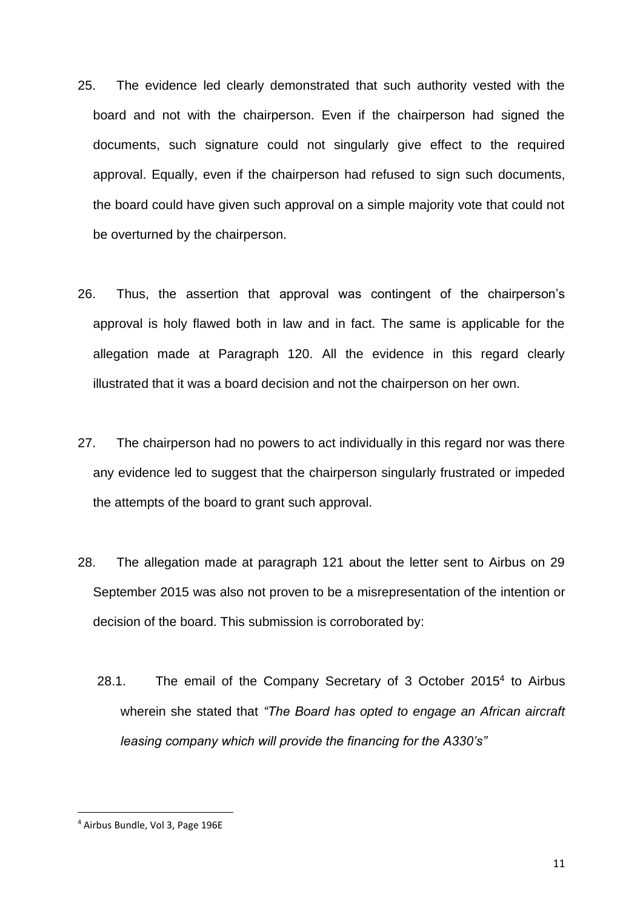25. The evidence led clearly demonstrated that such authority vested with the board and not with the chairperson. Even if the chairperson had signed the documents, such signature could not singularly give effect to the required approval. Equally, even if the chairperson had refused to sign such documents, the board could have given such approval on a simple majority vote that could not be overturned by the chairperson.

26. Thus, the assertion that approval was contingent of the chairperson's approval is holy flawed both in law and in fact. The same is applicable for the allegation made at Paragraph 120. All the evidence in this regard clearly illustrated that it was a board decision and not the chairperson on her own.

27. The chairperson had no powers to act individually in this regard nor was there any evidence led to suggest that the chairperson singularly frustrated or impeded the attempts of the board to grant such approval.

28. The allegation made at paragraph 121 about the letter sent to Airbus on 29 September 2015 was also not proven to be a misrepresentation of the intention or decision of the board. This submission is corroborated by:

    28.1. The email of the Company Secretary of 3 October 2015[4] to Airbus wherein she stated that *"The Board has opted to engage an African aircraft leasing company which will provide the financing for the A330's"*

---

[4] Airbus Bundle, Vol 3, Page 196E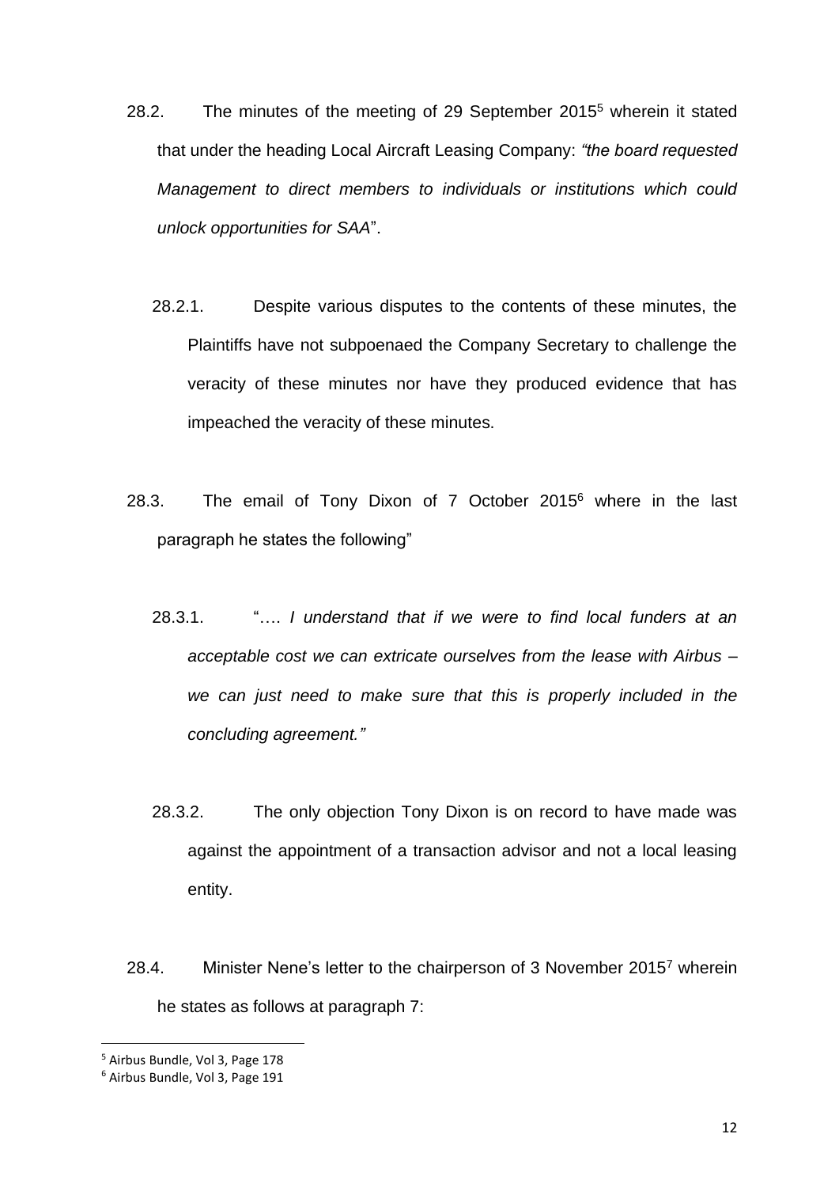28.2. The minutes of the meeting of 29 September 2015[5] wherein it stated that under the heading Local Aircraft Leasing Company: *"the board requested Management to direct members to individuals or institutions which could unlock opportunities for SAA*".

28.2.1. Despite various disputes to the contents of these minutes, the Plaintiffs have not subpoenaed the Company Secretary to challenge the veracity of these minutes nor have they produced evidence that has impeached the veracity of these minutes.

28.3. The email of Tony Dixon of 7 October 2015[6] where in the last paragraph he states the following"

28.3.1. "…. *I understand that if we were to find local funders at an acceptable cost we can extricate ourselves from the lease with Airbus – we can just need to make sure that this is properly included in the concluding agreement."*

28.3.2. The only objection Tony Dixon is on record to have made was against the appointment of a transaction advisor and not a local leasing entity.

28.4. Minister Nene's letter to the chairperson of 3 November 2015[7] wherein he states as follows at paragraph 7:

---

[5] Airbus Bundle, Vol 3, Page 178

[6] Airbus Bundle, Vol 3, Page 191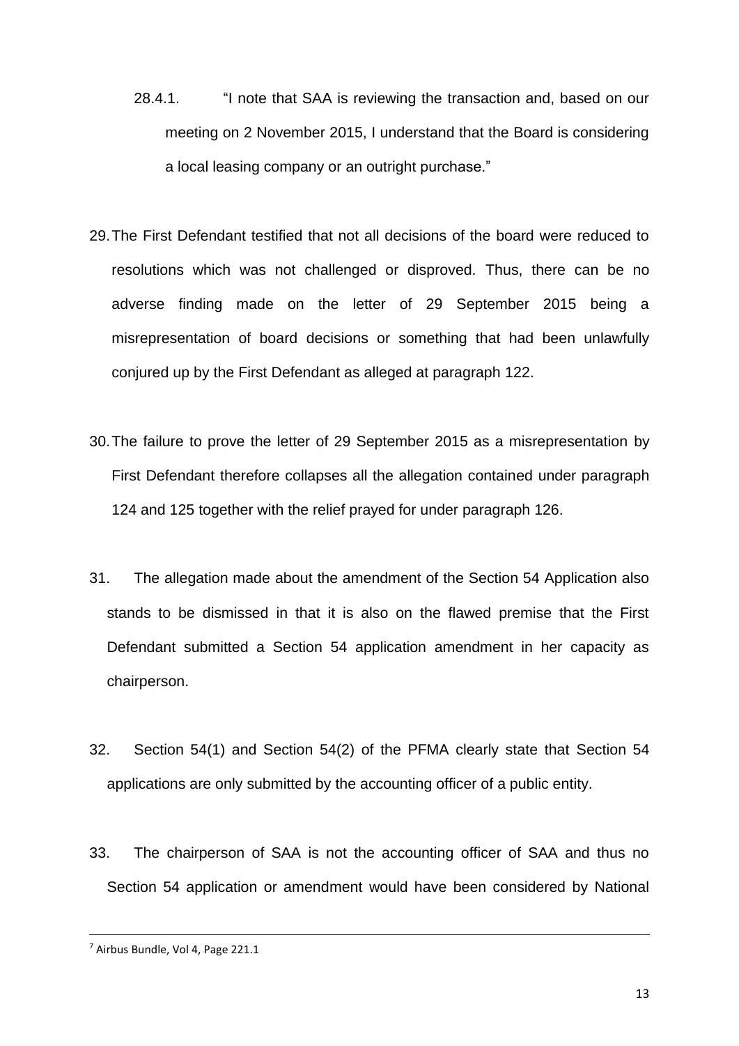28.4.1. "I note that SAA is reviewing the transaction and, based on our meeting on 2 November 2015, I understand that the Board is considering a local leasing company or an outright purchase."

29. The First Defendant testified that not all decisions of the board were reduced to resolutions which was not challenged or disproved. Thus, there can be no adverse finding made on the letter of 29 September 2015 being a misrepresentation of board decisions or something that had been unlawfully conjured up by the First Defendant as alleged at paragraph 122.

30. The failure to prove the letter of 29 September 2015 as a misrepresentation by First Defendant therefore collapses all the allegation contained under paragraph 124 and 125 together with the relief prayed for under paragraph 126.

31. The allegation made about the amendment of the Section 54 Application also stands to be dismissed in that it is also on the flawed premise that the First Defendant submitted a Section 54 application amendment in her capacity as chairperson.

32. Section 54(1) and Section 54(2) of the PFMA clearly state that Section 54 applications are only submitted by the accounting officer of a public entity.

33. The chairperson of SAA is not the accounting officer of SAA and thus no Section 54 application or amendment would have been considered by National

---

[7] Airbus Bundle, Vol 4, Page 221.1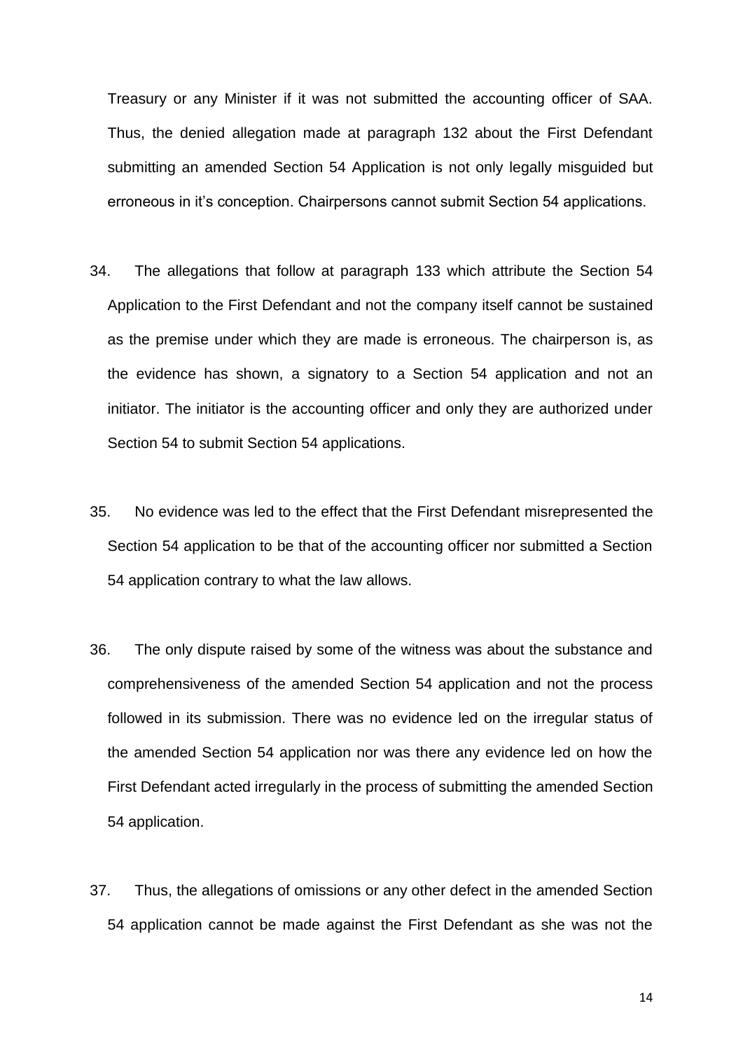Treasury or any Minister if it was not submitted the accounting officer of SAA. Thus, the denied allegation made at paragraph 132 about the First Defendant submitting an amended Section 54 Application is not only legally misguided but erroneous in it's conception. Chairpersons cannot submit Section 54 applications.

34. The allegations that follow at paragraph 133 which attribute the Section 54 Application to the First Defendant and not the company itself cannot be sustained as the premise under which they are made is erroneous. The chairperson is, as the evidence has shown, a signatory to a Section 54 application and not an initiator. The initiator is the accounting officer and only they are authorized under Section 54 to submit Section 54 applications.

35. No evidence was led to the effect that the First Defendant misrepresented the Section 54 application to be that of the accounting officer nor submitted a Section 54 application contrary to what the law allows.

36. The only dispute raised by some of the witness was about the substance and comprehensiveness of the amended Section 54 application and not the process followed in its submission. There was no evidence led on the irregular status of the amended Section 54 application nor was there any evidence led on how the First Defendant acted irregularly in the process of submitting the amended Section 54 application.

37. Thus, the allegations of omissions or any other defect in the amended Section 54 application cannot be made against the First Defendant as she was not the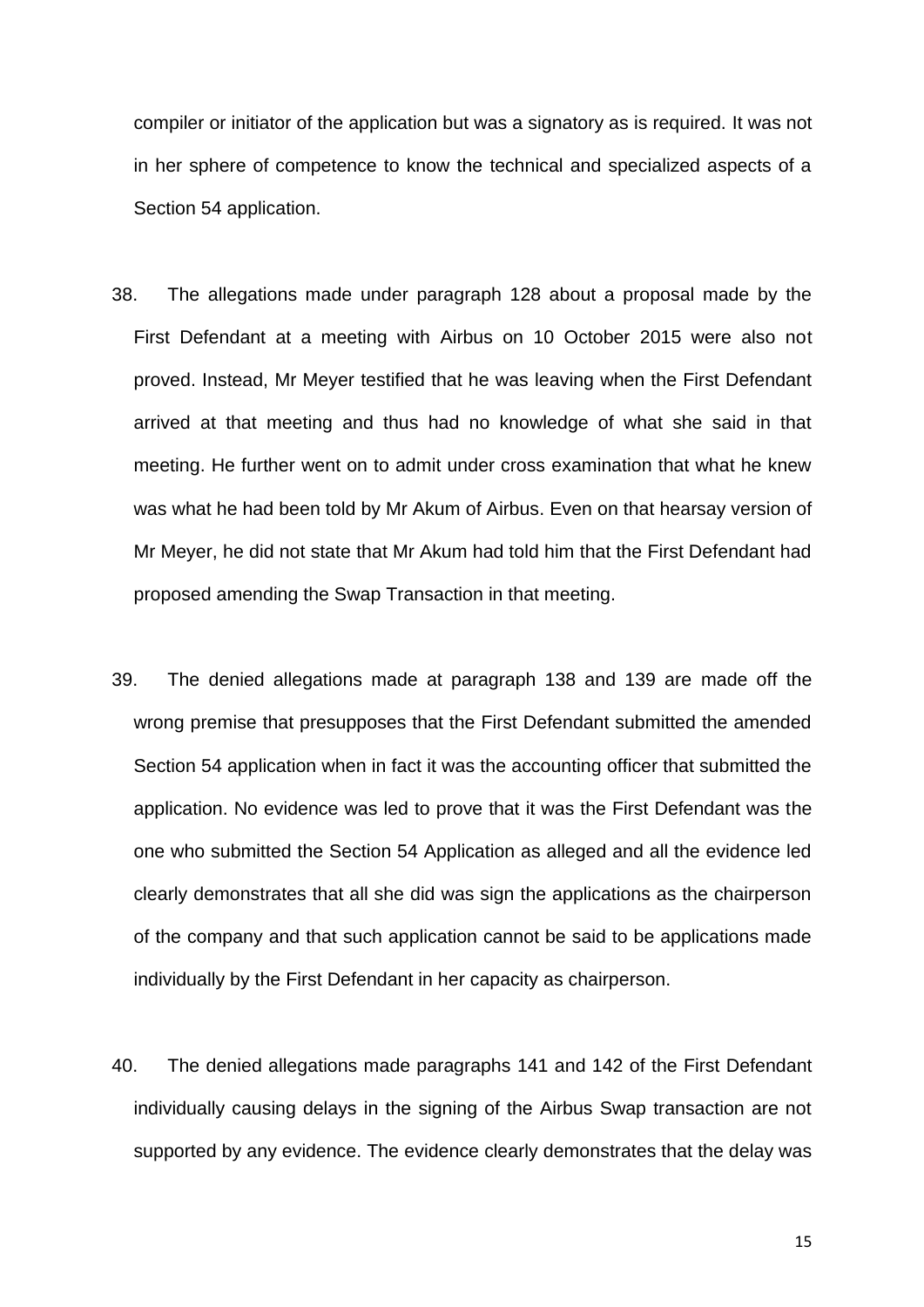compiler or initiator of the application but was a signatory as is required. It was not in her sphere of competence to know the technical and specialized aspects of a Section 54 application.

38. The allegations made under paragraph 128 about a proposal made by the First Defendant at a meeting with Airbus on 10 October 2015 were also not proved. Instead, Mr Meyer testified that he was leaving when the First Defendant arrived at that meeting and thus had no knowledge of what she said in that meeting. He further went on to admit under cross examination that what he knew was what he had been told by Mr Akum of Airbus. Even on that hearsay version of Mr Meyer, he did not state that Mr Akum had told him that the First Defendant had proposed amending the Swap Transaction in that meeting.

39. The denied allegations made at paragraph 138 and 139 are made off the wrong premise that presupposes that the First Defendant submitted the amended Section 54 application when in fact it was the accounting officer that submitted the application. No evidence was led to prove that it was the First Defendant was the one who submitted the Section 54 Application as alleged and all the evidence led clearly demonstrates that all she did was sign the applications as the chairperson of the company and that such application cannot be said to be applications made individually by the First Defendant in her capacity as chairperson.

40. The denied allegations made paragraphs 141 and 142 of the First Defendant individually causing delays in the signing of the Airbus Swap transaction are not supported by any evidence. The evidence clearly demonstrates that the delay was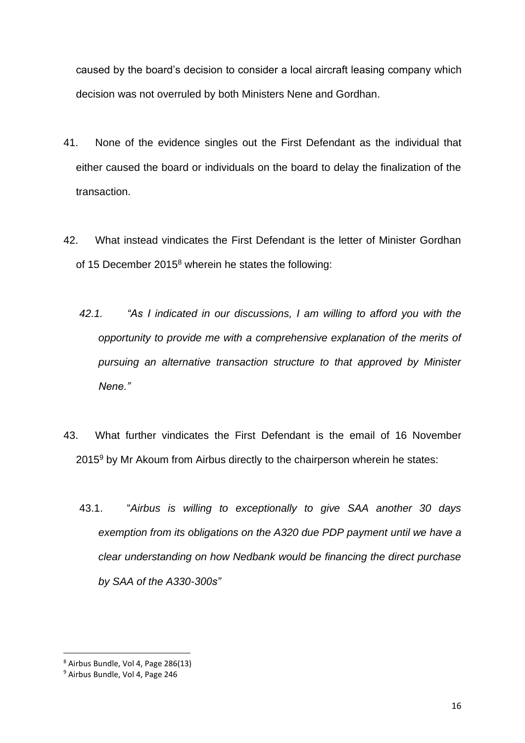caused by the board's decision to consider a local aircraft leasing company which decision was not overruled by both Ministers Nene and Gordhan.

41. None of the evidence singles out the First Defendant as the individual that either caused the board or individuals on the board to delay the finalization of the transaction.

42. What instead vindicates the First Defendant is the letter of Minister Gordhan of 15 December 2015[8] wherein he states the following:

*42.1. "As I indicated in our discussions, I am willing to afford you with the opportunity to provide me with a comprehensive explanation of the merits of pursuing an alternative transaction structure to that approved by Minister Nene."*

43. What further vindicates the First Defendant is the email of 16 November 2015[9] by Mr Akoum from Airbus directly to the chairperson wherein he states:

43.1. "*Airbus is willing to exceptionally to give SAA another 30 days exemption from its obligations on the A320 due PDP payment until we have a clear understanding on how Nedbank would be financing the direct purchase by SAA of the A330-300s"*

[8] Airbus Bundle, Vol 4, Page 286(13)

[9] Airbus Bundle, Vol 4, Page 246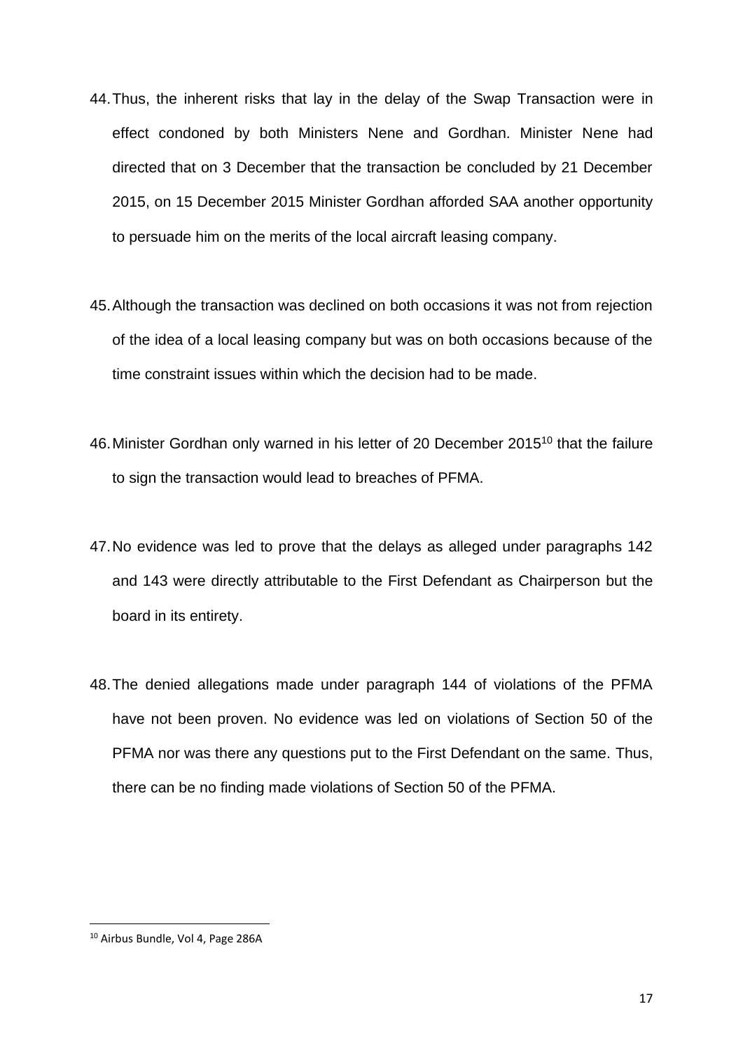44. Thus, the inherent risks that lay in the delay of the Swap Transaction were in effect condoned by both Ministers Nene and Gordhan. Minister Nene had directed that on 3 December that the transaction be concluded by 21 December 2015, on 15 December 2015 Minister Gordhan afforded SAA another opportunity to persuade him on the merits of the local aircraft leasing company.

45. Although the transaction was declined on both occasions it was not from rejection of the idea of a local leasing company but was on both occasions because of the time constraint issues within which the decision had to be made.

46. Minister Gordhan only warned in his letter of 20 December 2015[10] that the failure to sign the transaction would lead to breaches of PFMA.

47. No evidence was led to prove that the delays as alleged under paragraphs 142 and 143 were directly attributable to the First Defendant as Chairperson but the board in its entirety.

48. The denied allegations made under paragraph 144 of violations of the PFMA have not been proven. No evidence was led on violations of Section 50 of the PFMA nor was there any questions put to the First Defendant on the same. Thus, there can be no finding made violations of Section 50 of the PFMA.

[10] Airbus Bundle, Vol 4, Page 286A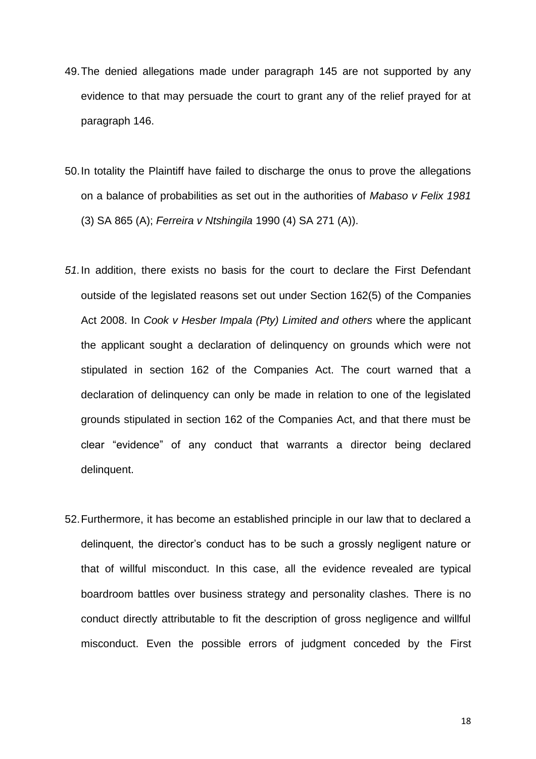49. The denied allegations made under paragraph 145 are not supported by any evidence to that may persuade the court to grant any of the relief prayed for at paragraph 146.

50. In totality the Plaintiff have failed to discharge the onus to prove the allegations on a balance of probabilities as set out in the authorities of *Mabaso v Felix 1981* (3) SA 865 (A); *Ferreira v Ntshingila* 1990 (4) SA 271 (A)).

*51.* In addition, there exists no basis for the court to declare the First Defendant outside of the legislated reasons set out under Section 162(5) of the Companies Act 2008. In *Cook v Hesber Impala (Pty) Limited and others* where the applicant the applicant sought a declaration of delinquency on grounds which were not stipulated in section 162 of the Companies Act. The court warned that a declaration of delinquency can only be made in relation to one of the legislated grounds stipulated in section 162 of the Companies Act, and that there must be clear "evidence" of any conduct that warrants a director being declared delinquent.

52. Furthermore, it has become an established principle in our law that to declared a delinquent, the director's conduct has to be such a grossly negligent nature or that of willful misconduct. In this case, all the evidence revealed are typical boardroom battles over business strategy and personality clashes. There is no conduct directly attributable to fit the description of gross negligence and willful misconduct. Even the possible errors of judgment conceded by the First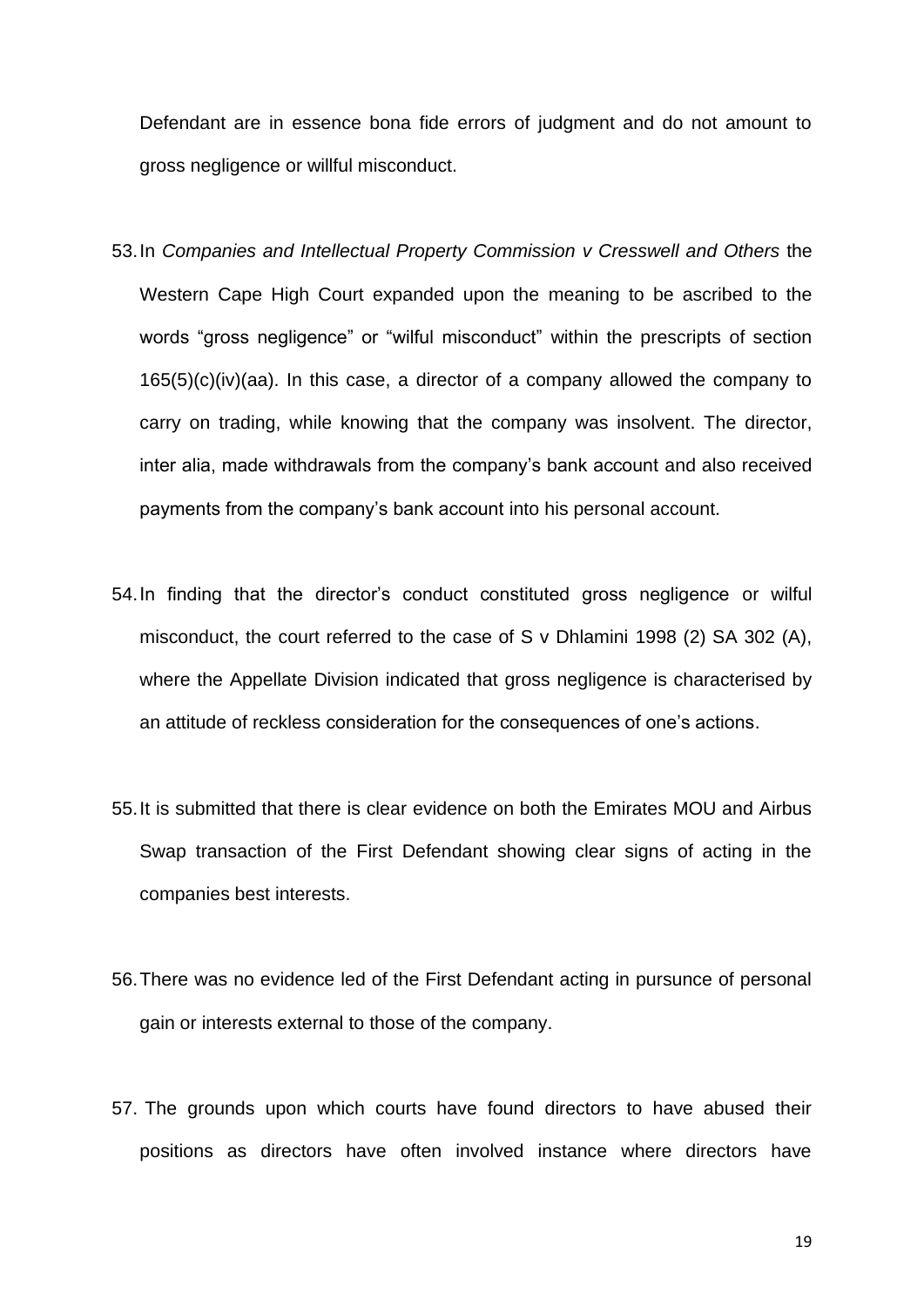Defendant are in essence bona fide errors of judgment and do not amount to gross negligence or willful misconduct.

53. In *Companies and Intellectual Property Commission v Cresswell and Others* the Western Cape High Court expanded upon the meaning to be ascribed to the words "gross negligence" or "wilful misconduct" within the prescripts of section 165(5)(c)(iv)(aa). In this case, a director of a company allowed the company to carry on trading, while knowing that the company was insolvent. The director, inter alia, made withdrawals from the company's bank account and also received payments from the company's bank account into his personal account.

54. In finding that the director's conduct constituted gross negligence or wilful misconduct, the court referred to the case of S v Dhlamini 1998 (2) SA 302 (A), where the Appellate Division indicated that gross negligence is characterised by an attitude of reckless consideration for the consequences of one's actions.

55. It is submitted that there is clear evidence on both the Emirates MOU and Airbus Swap transaction of the First Defendant showing clear signs of acting in the companies best interests.

56. There was no evidence led of the First Defendant acting in pursunce of personal gain or interests external to those of the company.

57. The grounds upon which courts have found directors to have abused their positions as directors have often involved instance where directors have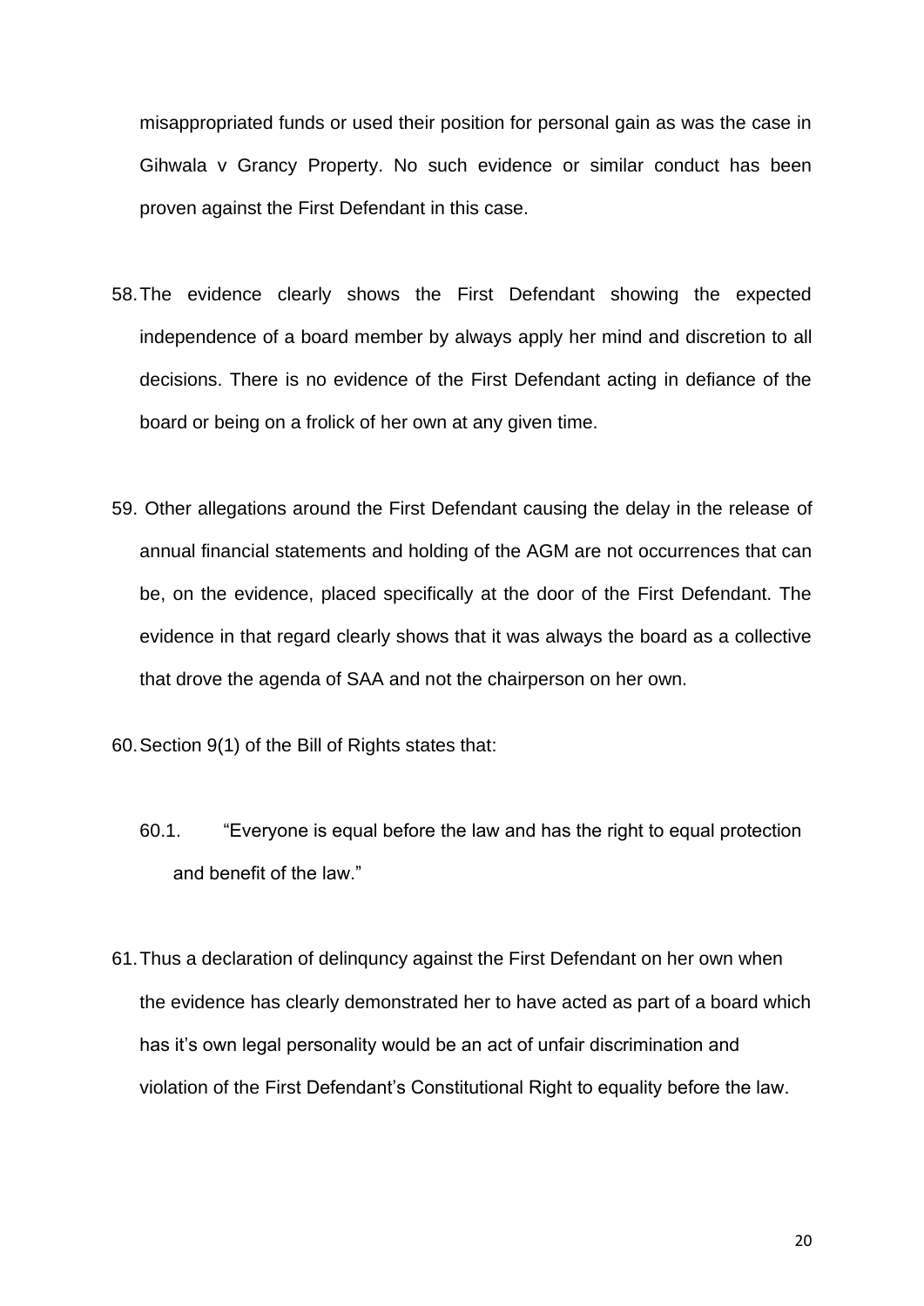misappropriated funds or used their position for personal gain as was the case in Gihwala v Grancy Property. No such evidence or similar conduct has been proven against the First Defendant in this case.

58. The evidence clearly shows the First Defendant showing the expected independence of a board member by always apply her mind and discretion to all decisions. There is no evidence of the First Defendant acting in defiance of the board or being on a frolick of her own at any given time.

59. Other allegations around the First Defendant causing the delay in the release of annual financial statements and holding of the AGM are not occurrences that can be, on the evidence, placed specifically at the door of the First Defendant. The evidence in that regard clearly shows that it was always the board as a collective that drove the agenda of SAA and not the chairperson on her own.

60. Section 9(1) of the Bill of Rights states that:

    60.1. "Everyone is equal before the law and has the right to equal protection and benefit of the law."

61. Thus a declaration of delinquncy against the First Defendant on her own when the evidence has clearly demonstrated her to have acted as part of a board which has it's own legal personality would be an act of unfair discrimination and violation of the First Defendant's Constitutional Right to equality before the law.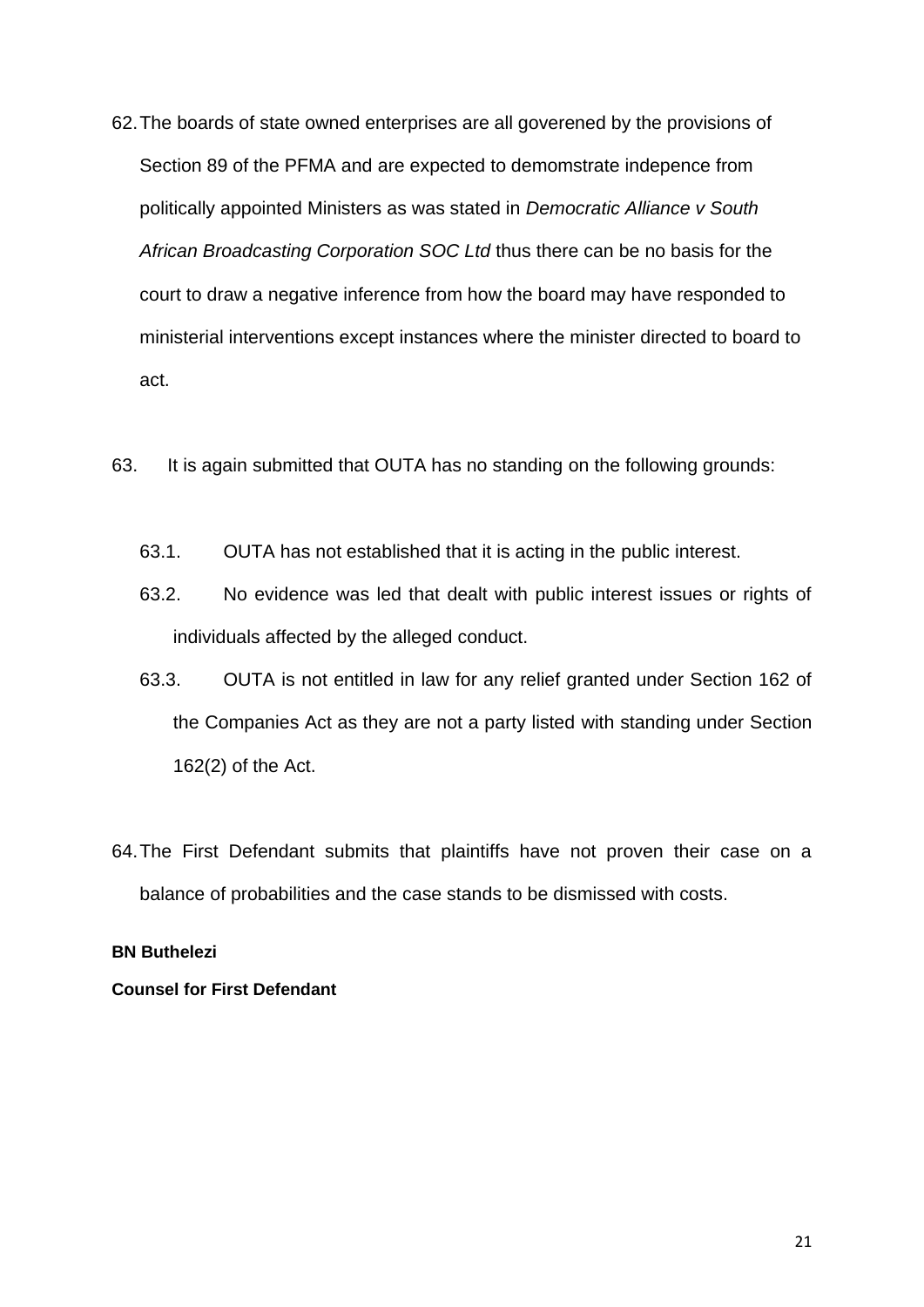62. The boards of state owned enterprises are all goverened by the provisions of Section 89 of the PFMA and are expected to demomstrate indepence from politically appointed Ministers as was stated in *Democratic Alliance v South African Broadcasting Corporation SOC Ltd* thus there can be no basis for the court to draw a negative inference from how the board may have responded to ministerial interventions except instances where the minister directed to board to act.

63. It is again submitted that OUTA has no standing on the following grounds:

    63.1. OUTA has not established that it is acting in the public interest.

    63.2. No evidence was led that dealt with public interest issues or rights of individuals affected by the alleged conduct.

    63.3. OUTA is not entitled in law for any relief granted under Section 162 of the Companies Act as they are not a party listed with standing under Section 162(2) of the Act.

64. The First Defendant submits that plaintiffs have not proven their case on a balance of probabilities and the case stands to be dismissed with costs.

**BN Buthelezi**

**Counsel for First Defendant**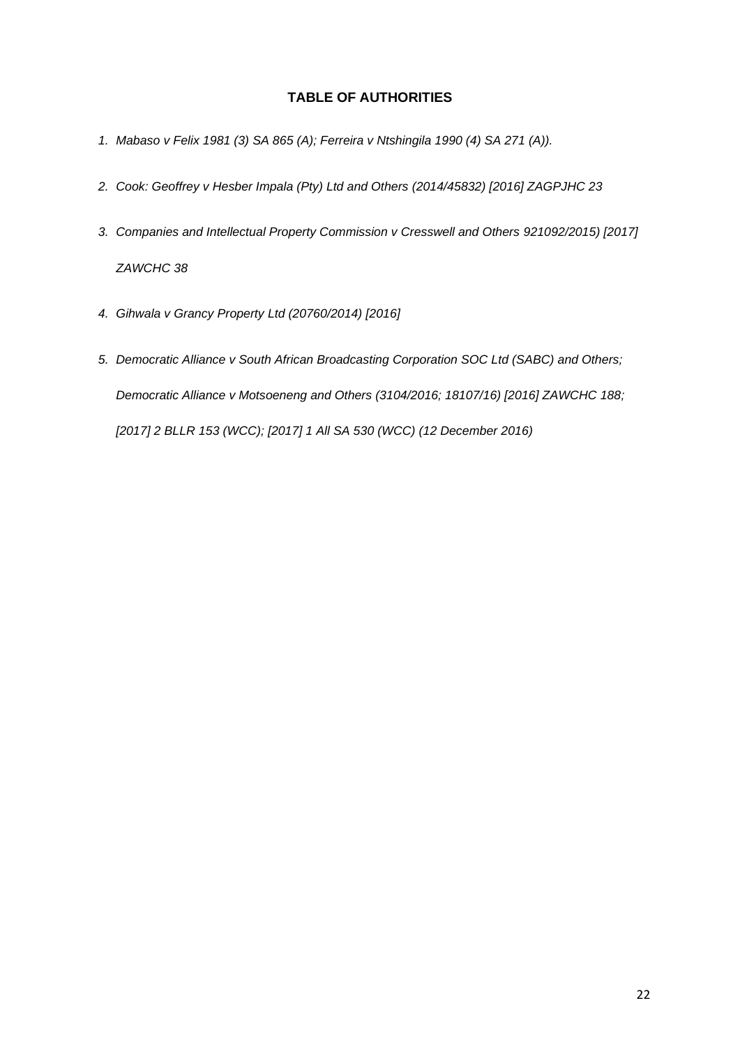**TABLE OF AUTHORITIES**

1. *Mabaso v Felix 1981 (3) SA 865 (A); Ferreira v Ntshingila 1990 (4) SA 271 (A)).*
2. *Cook: Geoffrey v Hesber Impala (Pty) Ltd and Others (2014/45832) [2016] ZAGPJHC 23*
3. *Companies and Intellectual Property Commission v Cresswell and Others 921092/2015) [2017] ZAWCHC 38*
4. *Gihwala v Grancy Property Ltd (20760/2014) [2016]*
5. *Democratic Alliance v South African Broadcasting Corporation SOC Ltd (SABC) and Others; Democratic Alliance v Motsoeneng and Others (3104/2016; 18107/16) [2016] ZAWCHC 188; [2017] 2 BLLR 153 (WCC); [2017] 1 All SA 530 (WCC) (12 December 2016)*